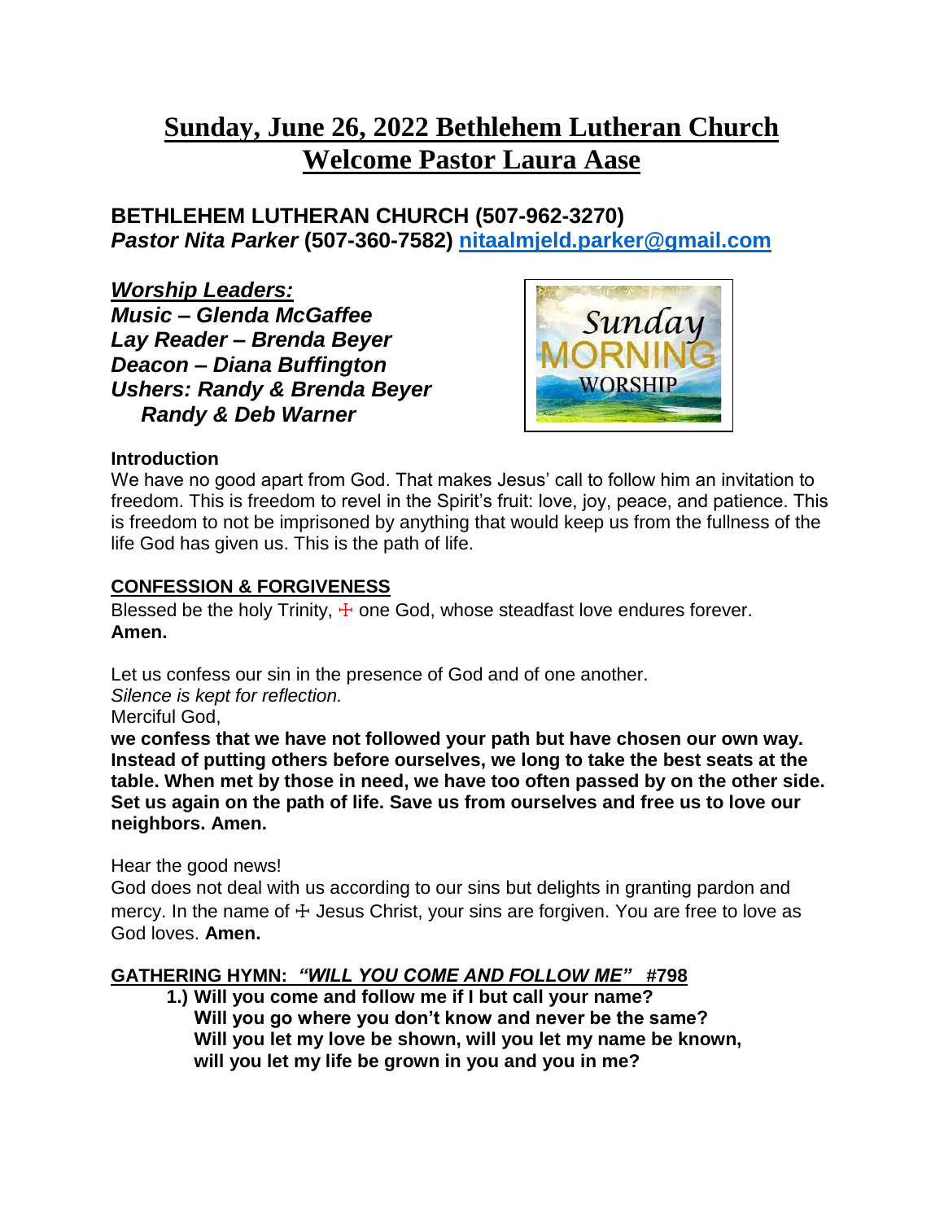# Sunday, June 26, 2022 Bethlehem Lutheran Church
# Welcome Pastor Laura Aase

## BETHLEHEM LUTHERAN CHURCH (507-962-3270)
***Pastor Nita Parker*** **(507-360-7582) nitaalmjeld.parker@gmail.com**

***Worship Leaders:***
***Music – Glenda McGaffee***
***Lay Reader – Brenda Beyer***
***Deacon – Diana Buffington***
***Ushers: Randy & Brenda Beyer***
***Randy & Deb Warner***

**Introduction**

We have no good apart from God. That makes Jesus' call to follow him an invitation to freedom. This is freedom to revel in the Spirit's fruit: love, joy, peace, and patience. This is freedom to not be imprisoned by anything that would keep us from the fullness of the life God has given us. This is the path of life.

**CONFESSION & FORGIVENESS**

Blessed be the holy Trinity, ☩ one God, whose steadfast love endures forever.
**Amen.**

Let us confess our sin in the presence of God and of one another.
*Silence is kept for reflection.*
Merciful God,
**we confess that we have not followed your path but have chosen our own way. Instead of putting others before ourselves, we long to take the best seats at the table. When met by those in need, we have too often passed by on the other side. Set us again on the path of life. Save us from ourselves and free us to love our neighbors. Amen.**

Hear the good news!
God does not deal with us according to our sins but delights in granting pardon and mercy. In the name of ☩ Jesus Christ, your sins are forgiven. You are free to love as God loves. **Amen.**

**GATHERING HYMN: *"WILL YOU COME AND FOLLOW ME"* #798**

**1.) Will you come and follow me if I but call your name?**
**Will you go where you don't know and never be the same?**
**Will you let my love be shown, will you let my name be known,**
**will you let my life be grown in you and you in me?**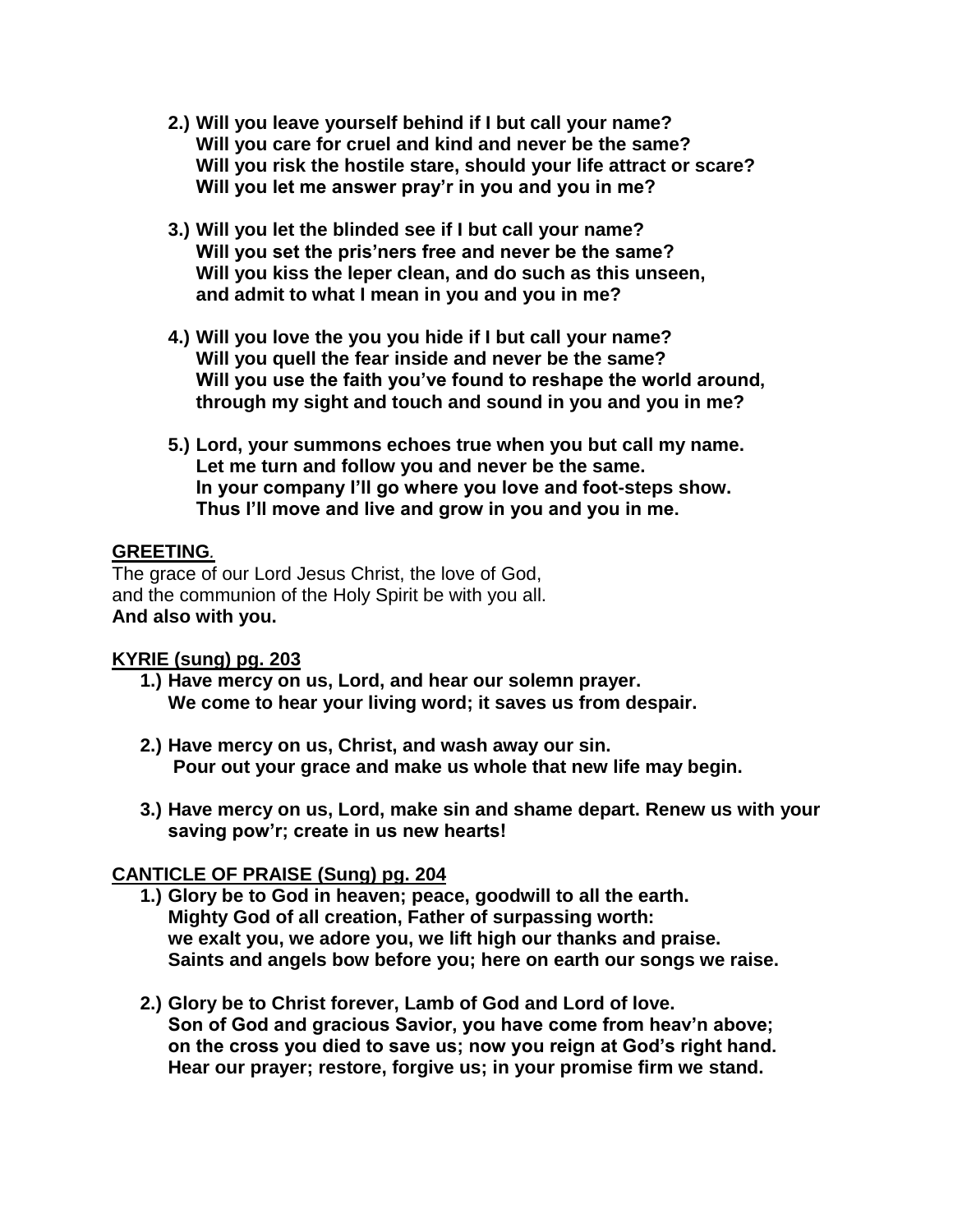2.) **Will you leave yourself behind if I but call your name?**
**Will you care for cruel and kind and never be the same?**
**Will you risk the hostile stare, should your life attract or scare?**
**Will you let me answer pray'r in you and you in me?**

3.) **Will you let the blinded see if I but call your name?**
**Will you set the pris'ners free and never be the same?**
**Will you kiss the leper clean, and do such as this unseen,**
**and admit to what I mean in you and you in me?**

4.) **Will you love the you you hide if I but call your name?**
**Will you quell the fear inside and never be the same?**
**Will you use the faith you've found to reshape the world around,**
**through my sight and touch and sound in you and you in me?**

5.) **Lord, your summons echoes true when you but call my name.**
**Let me turn and follow you and never be the same.**
**In your company I'll go where you love and foot-steps show.**
**Thus I'll move and live and grow in you and you in me.**

**GREETING.**

The grace of our Lord Jesus Christ, the love of God,
and the communion of the Holy Spirit be with you all.
**And also with you.**

**KYRIE (sung) pg. 203**

1.) **Have mercy on us, Lord, and hear our solemn prayer.**
**We come to hear your living word; it saves us from despair.**

2.) **Have mercy on us, Christ, and wash away our sin.**
**Pour out your grace and make us whole that new life may begin.**

3.) **Have mercy on us, Lord, make sin and shame depart. Renew us with your saving pow'r; create in us new hearts!**

**CANTICLE OF PRAISE (Sung) pg. 204**

1.) **Glory be to God in heaven; peace, goodwill to all the earth.**
**Mighty God of all creation, Father of surpassing worth:**
**we exalt you, we adore you, we lift high our thanks and praise.**
**Saints and angels bow before you; here on earth our songs we raise.**

2.) **Glory be to Christ forever, Lamb of God and Lord of love.**
**Son of God and gracious Savior, you have come from heav'n above;**
**on the cross you died to save us; now you reign at God's right hand.**
**Hear our prayer; restore, forgive us; in your promise firm we stand.**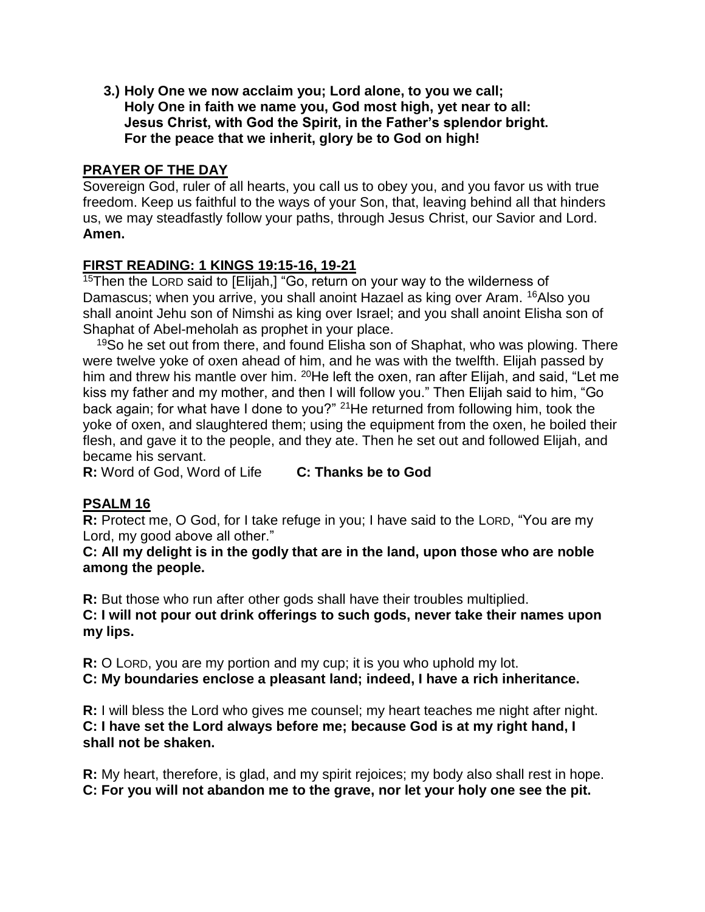**3.) Holy One we now acclaim you; Lord alone, to you we call;**
**Holy One in faith we name you, God most high, yet near to all:**
**Jesus Christ, with God the Spirit, in the Father's splendor bright.**
**For the peace that we inherit, glory be to God on high!**

## PRAYER OF THE DAY

Sovereign God, ruler of all hearts, you call us to obey you, and you favor us with true freedom. Keep us faithful to the ways of your Son, that, leaving behind all that hinders us, we may steadfastly follow your paths, through Jesus Christ, our Savior and Lord. **Amen.**

## FIRST READING: 1 KINGS 19:15-16, 19-21

[15]Then the LORD said to [Elijah,] "Go, return on your way to the wilderness of Damascus; when you arrive, you shall anoint Hazael as king over Aram. [16]Also you shall anoint Jehu son of Nimshi as king over Israel; and you shall anoint Elisha son of Shaphat of Abel-meholah as prophet in your place.

[19]So he set out from there, and found Elisha son of Shaphat, who was plowing. There were twelve yoke of oxen ahead of him, and he was with the twelfth. Elijah passed by him and threw his mantle over him. [20]He left the oxen, ran after Elijah, and said, "Let me kiss my father and my mother, and then I will follow you." Then Elijah said to him, "Go back again; for what have I done to you?" [21]He returned from following him, took the yoke of oxen, and slaughtered them; using the equipment from the oxen, he boiled their flesh, and gave it to the people, and they ate. Then he set out and followed Elijah, and became his servant.

**R:** Word of God, Word of Life **C: Thanks be to God**

## PSALM 16

**R:** Protect me, O God, for I take refuge in you; I have said to the LORD, "You are my Lord, my good above all other."
**C: All my delight is in the godly that are in the land, upon those who are noble among the people.**

**R:** But those who run after other gods shall have their troubles multiplied.
**C: I will not pour out drink offerings to such gods, never take their names upon my lips.**

**R:** O LORD, you are my portion and my cup; it is you who uphold my lot.
**C: My boundaries enclose a pleasant land; indeed, I have a rich inheritance.**

**R:** I will bless the Lord who gives me counsel; my heart teaches me night after night.
**C: I have set the Lord always before me; because God is at my right hand, I shall not be shaken.**

**R:** My heart, therefore, is glad, and my spirit rejoices; my body also shall rest in hope.
**C: For you will not abandon me to the grave, nor let your holy one see the pit.**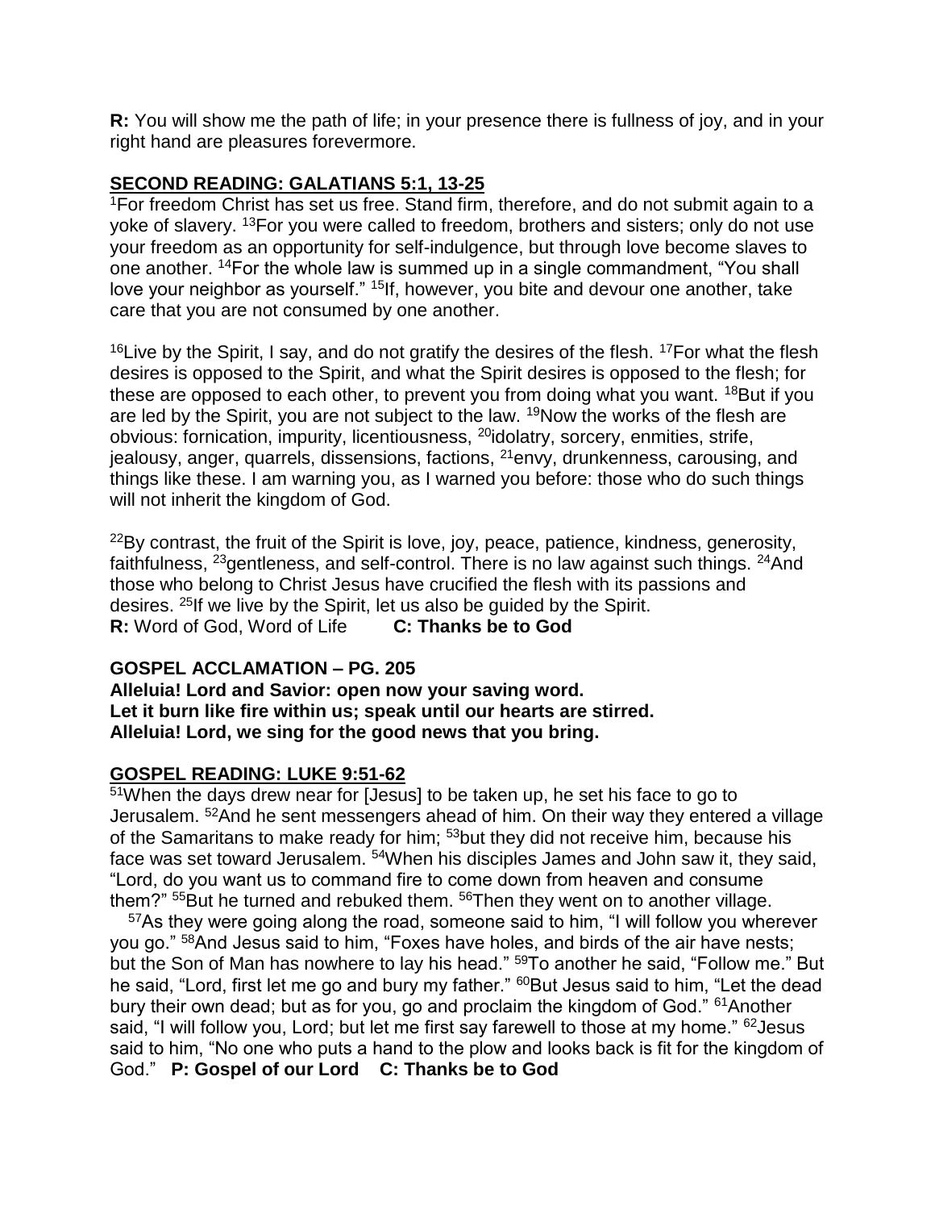**R:** You will show me the path of life; in your presence there is fullness of joy, and in your right hand are pleasures forevermore.

## SECOND READING: GALATIANS 5:1, 13-25

[1]For freedom Christ has set us free. Stand firm, therefore, and do not submit again to a yoke of slavery. [13]For you were called to freedom, brothers and sisters; only do not use your freedom as an opportunity for self-indulgence, but through love become slaves to one another. [14]For the whole law is summed up in a single commandment, "You shall love your neighbor as yourself." [15]If, however, you bite and devour one another, take care that you are not consumed by one another.

[16]Live by the Spirit, I say, and do not gratify the desires of the flesh. [17]For what the flesh desires is opposed to the Spirit, and what the Spirit desires is opposed to the flesh; for these are opposed to each other, to prevent you from doing what you want. [18]But if you are led by the Spirit, you are not subject to the law. [19]Now the works of the flesh are obvious: fornication, impurity, licentiousness, [20]idolatry, sorcery, enmities, strife, jealousy, anger, quarrels, dissensions, factions, [21]envy, drunkenness, carousing, and things like these. I am warning you, as I warned you before: those who do such things will not inherit the kingdom of God.

[22]By contrast, the fruit of the Spirit is love, joy, peace, patience, kindness, generosity, faithfulness, [23]gentleness, and self-control. There is no law against such things. [24]And those who belong to Christ Jesus have crucified the flesh with its passions and desires. [25]If we live by the Spirit, let us also be guided by the Spirit.
**R:** Word of God, Word of Life **C: Thanks be to God**

**GOSPEL ACCLAMATION – PG. 205**
**Alleluia! Lord and Savior: open now your saving word.**
**Let it burn like fire within us; speak until our hearts are stirred.**
**Alleluia! Lord, we sing for the good news that you bring.**

## GOSPEL READING: LUKE 9:51-62

[51]When the days drew near for [Jesus] to be taken up, he set his face to go to Jerusalem. [52]And he sent messengers ahead of him. On their way they entered a village of the Samaritans to make ready for him; [53]but they did not receive him, because his face was set toward Jerusalem. [54]When his disciples James and John saw it, they said, "Lord, do you want us to command fire to come down from heaven and consume them?" [55]But he turned and rebuked them. [56]Then they went on to another village.

[57]As they were going along the road, someone said to him, "I will follow you wherever you go." [58]And Jesus said to him, "Foxes have holes, and birds of the air have nests; but the Son of Man has nowhere to lay his head." [59]To another he said, "Follow me." But he said, "Lord, first let me go and bury my father." [60]But Jesus said to him, "Let the dead bury their own dead; but as for you, go and proclaim the kingdom of God." [61]Another said, "I will follow you, Lord; but let me first say farewell to those at my home." [62]Jesus said to him, "No one who puts a hand to the plow and looks back is fit for the kingdom of God." **P: Gospel of our Lord C: Thanks be to God**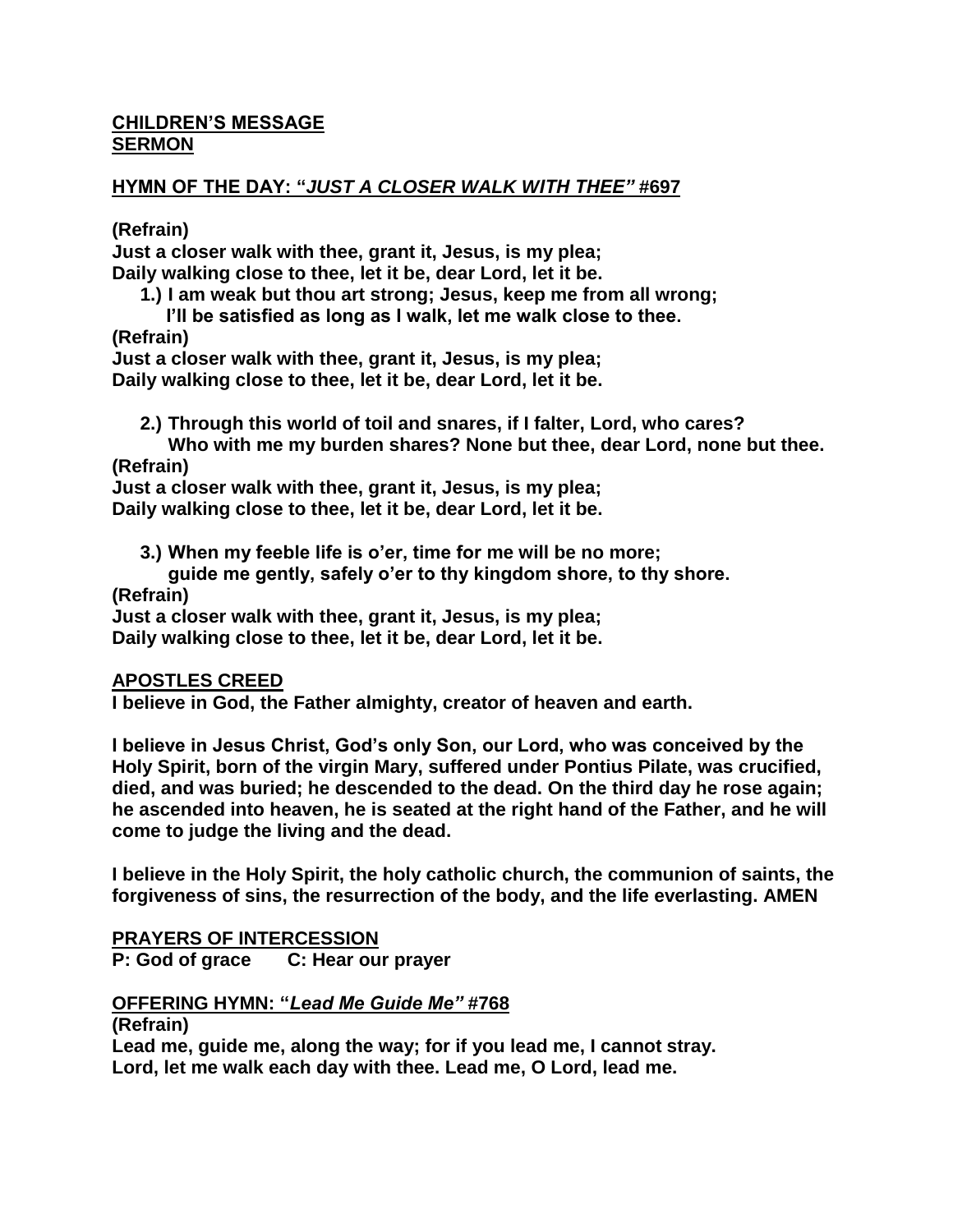**CHILDREN'S MESSAGE**
**SERMON**

**HYMN OF THE DAY: "*JUST A CLOSER WALK WITH THEE*" #697**

**(Refrain)**
**Just a closer walk with thee, grant it, Jesus, is my plea;**
**Daily walking close to thee, let it be, dear Lord, let it be.**

**1.) I am weak but thou art strong; Jesus, keep me from all wrong;**
**I'll be satisfied as long as I walk, let me walk close to thee.**

**(Refrain)**
**Just a closer walk with thee, grant it, Jesus, is my plea;**
**Daily walking close to thee, let it be, dear Lord, let it be.**

**2.) Through this world of toil and snares, if I falter, Lord, who cares?**
**Who with me my burden shares? None but thee, dear Lord, none but thee.**

**(Refrain)**
**Just a closer walk with thee, grant it, Jesus, is my plea;**
**Daily walking close to thee, let it be, dear Lord, let it be.**

**3.) When my feeble life is o'er, time for me will be no more;**
**guide me gently, safely o'er to thy kingdom shore, to thy shore.**

**(Refrain)**
**Just a closer walk with thee, grant it, Jesus, is my plea;**
**Daily walking close to thee, let it be, dear Lord, let it be.**

**APOSTLES CREED**
**I believe in God, the Father almighty, creator of heaven and earth.**

**I believe in Jesus Christ, God's only Son, our Lord, who was conceived by the Holy Spirit, born of the virgin Mary, suffered under Pontius Pilate, was crucified, died, and was buried; he descended to the dead. On the third day he rose again; he ascended into heaven, he is seated at the right hand of the Father, and he will come to judge the living and the dead.**

**I believe in the Holy Spirit, the holy catholic church, the communion of saints, the forgiveness of sins, the resurrection of the body, and the life everlasting. AMEN**

**PRAYERS OF INTERCESSION**
**P: God of grace    C: Hear our prayer**

**OFFERING HYMN: "*Lead Me Guide Me*" #768**
**(Refrain)**
**Lead me, guide me, along the way; for if you lead me, I cannot stray.**
**Lord, let me walk each day with thee. Lead me, O Lord, lead me.**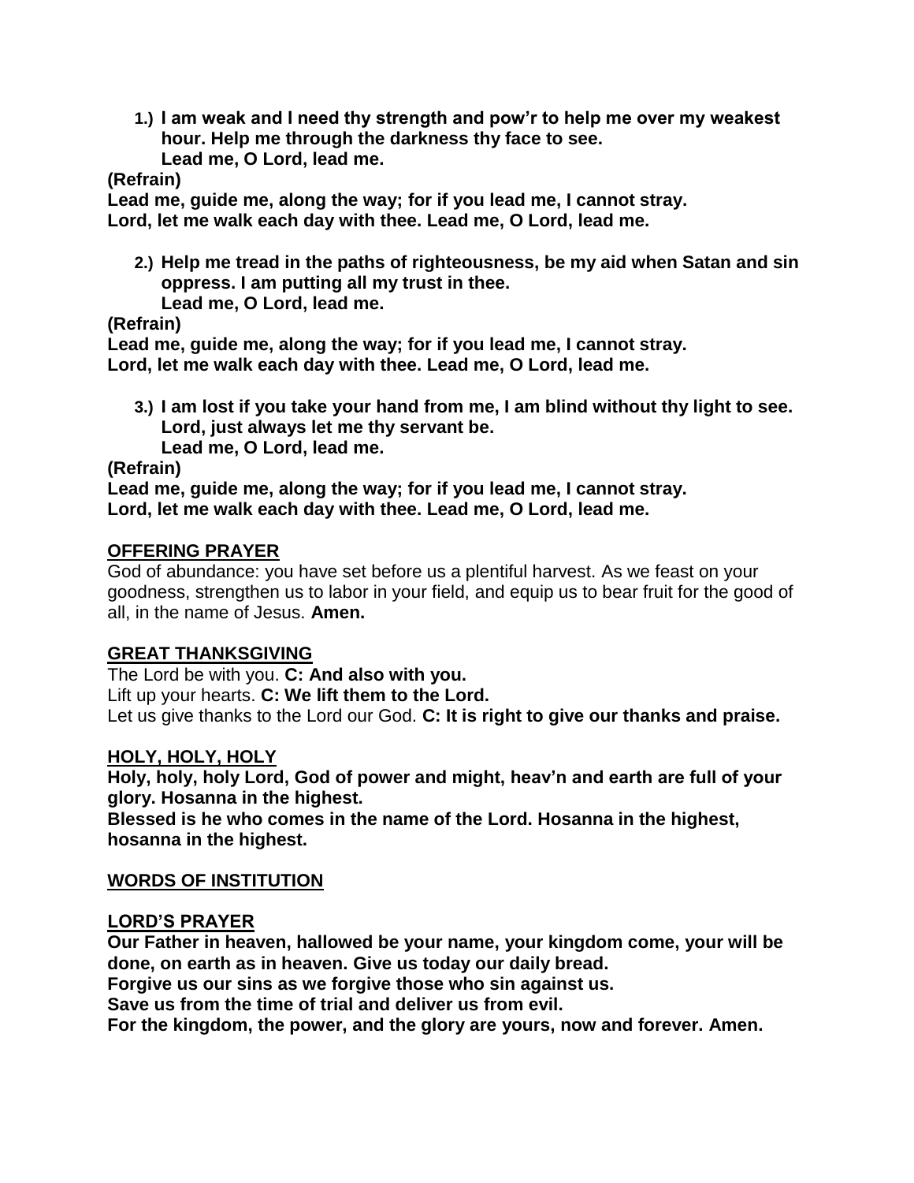1.) **I am weak and I need thy strength and pow'r to help me over my weakest hour. Help me through the darkness thy face to see.**
    **Lead me, O Lord, lead me.**

**(Refrain)**
**Lead me, guide me, along the way; for if you lead me, I cannot stray.**
**Lord, let me walk each day with thee. Lead me, O Lord, lead me.**

2.) **Help me tread in the paths of righteousness, be my aid when Satan and sin oppress. I am putting all my trust in thee.**
    **Lead me, O Lord, lead me.**

**(Refrain)**
**Lead me, guide me, along the way; for if you lead me, I cannot stray.**
**Lord, let me walk each day with thee. Lead me, O Lord, lead me.**

3.) **I am lost if you take your hand from me, I am blind without thy light to see. Lord, just always let me thy servant be.**
    **Lead me, O Lord, lead me.**

**(Refrain)**
**Lead me, guide me, along the way; for if you lead me, I cannot stray.**
**Lord, let me walk each day with thee. Lead me, O Lord, lead me.**

## OFFERING PRAYER

God of abundance: you have set before us a plentiful harvest. As we feast on your goodness, strengthen us to labor in your field, and equip us to bear fruit for the good of all, in the name of Jesus. **Amen.**

## GREAT THANKSGIVING

The Lord be with you. **C: And also with you.**
Lift up your hearts. **C: We lift them to the Lord.**
Let us give thanks to the Lord our God. **C: It is right to give our thanks and praise.**

## HOLY, HOLY, HOLY

**Holy, holy, holy Lord, God of power and might, heav'n and earth are full of your glory. Hosanna in the highest.**
**Blessed is he who comes in the name of the Lord. Hosanna in the highest, hosanna in the highest.**

## WORDS OF INSTITUTION

## LORD'S PRAYER

**Our Father in heaven, hallowed be your name, your kingdom come, your will be done, on earth as in heaven. Give us today our daily bread.**
**Forgive us our sins as we forgive those who sin against us.**
**Save us from the time of trial and deliver us from evil.**
**For the kingdom, the power, and the glory are yours, now and forever. Amen.**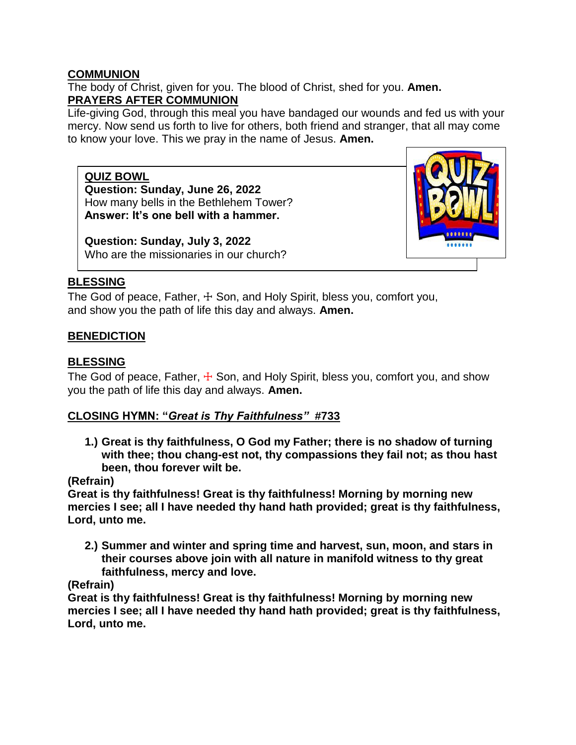**COMMUNION**

The body of Christ, given for you. The blood of Christ, shed for you. **Amen.**

**PRAYERS AFTER COMMUNION**

Life-giving God, through this meal you have bandaged our wounds and fed us with your mercy. Now send us forth to live for others, both friend and stranger, that all may come to know your love. This we pray in the name of Jesus. **Amen.**

**QUIZ BOWL**

**Question: Sunday, June 26, 2022**
How many bells in the Bethlehem Tower?
**Answer: It's one bell with a hammer.**

**Question: Sunday, July 3, 2022**
Who are the missionaries in our church?

**BLESSING**

The God of peace, Father, ☩ Son, and Holy Spirit, bless you, comfort you, and show you the path of life this day and always. **Amen.**

**BENEDICTION**

**BLESSING**

The God of peace, Father, ☩ Son, and Holy Spirit, bless you, comfort you, and show you the path of life this day and always. **Amen.**

**CLOSING HYMN: "*Great is Thy Faithfulness*" #733**

1.) **Great is thy faithfulness, O God my Father; there is no shadow of turning with thee; thou chang-est not, thy compassions they fail not; as thou hast been, thou forever wilt be.**

**(Refrain)**
**Great is thy faithfulness! Great is thy faithfulness! Morning by morning new mercies I see; all I have needed thy hand hath provided; great is thy faithfulness, Lord, unto me.**

2.) **Summer and winter and spring time and harvest, sun, moon, and stars in their courses above join with all nature in manifold witness to thy great faithfulness, mercy and love.**

**(Refrain)**
**Great is thy faithfulness! Great is thy faithfulness! Morning by morning new mercies I see; all I have needed thy hand hath provided; great is thy faithfulness, Lord, unto me.**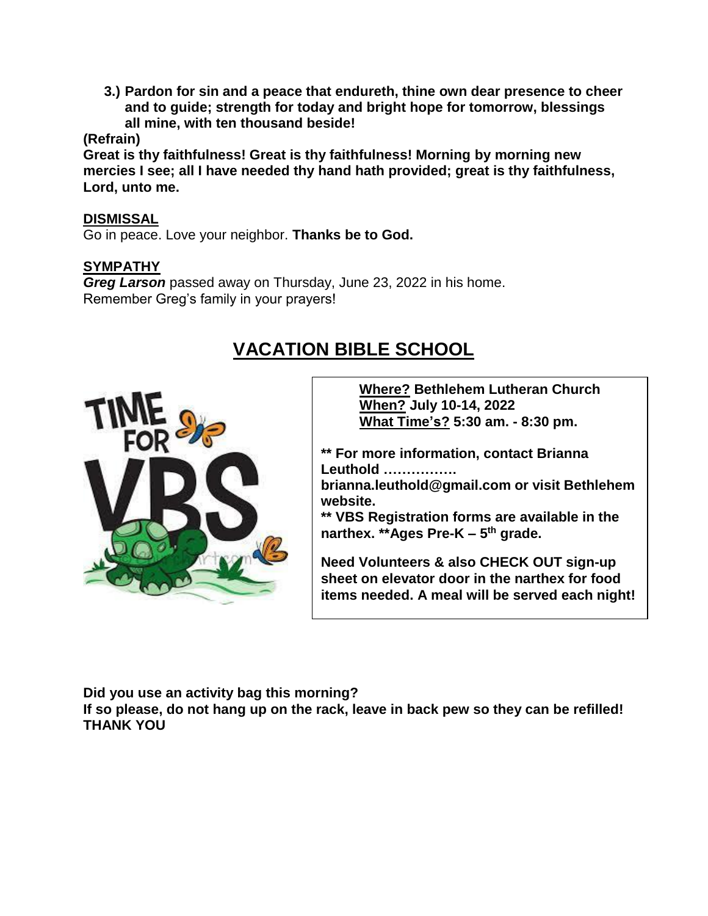**3.) Pardon for sin and a peace that endureth, thine own dear presence to cheer and to guide; strength for today and bright hope for tomorrow, blessings all mine, with ten thousand beside!**

**(Refrain)**

**Great is thy faithfulness! Great is thy faithfulness! Morning by morning new mercies I see; all I have needed thy hand hath provided; great is thy faithfulness, Lord, unto me.**

## DISMISSAL

Go in peace. Love your neighbor. **Thanks be to God.**

## SYMPATHY

***Greg Larson*** passed away on Thursday, June 23, 2022 in his home.
Remember Greg's family in your prayers!

# VACATION BIBLE SCHOOL

**Where? Bethlehem Lutheran Church**
**When? July 10-14, 2022**
**What Time's? 5:30 am. - 8:30 pm.**

**\*\* For more information, contact Brianna Leuthold ……………. brianna.leuthold@gmail.com or visit Bethlehem website.**
**\*\* VBS Registration forms are available in the narthex. \*\*Ages Pre-K – 5th grade.**

**Need Volunteers & also CHECK OUT sign-up sheet on elevator door in the narthex for food items needed. A meal will be served each night!**

**Did you use an activity bag this morning?**
**If so please, do not hang up on the rack, leave in back pew so they can be refilled!**
**THANK YOU**